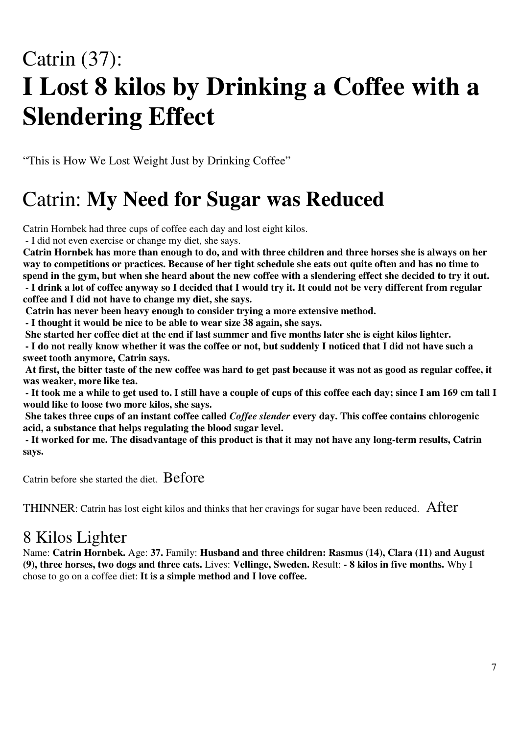# Catrin (37): **I Lost 8 kilos by Drinking a Coffee with a Slendering Effect**

"This is How We Lost Weight Just by Drinking Coffee"

## Catrin: **My Need for Sugar was Reduced**

Catrin Hornbek had three cups of coffee each day and lost eight kilos.

- I did not even exercise or change my diet, she says.

**Catrin Hornbek has more than enough to do, and with three children and three horses she is always on her way to competitions or practices. Because of her tight schedule she eats out quite often and has no time to spend in the gym, but when she heard about the new coffee with a slendering effect she decided to try it out.**

**- I drink a lot of coffee anyway so I decided that I would try it. It could not be very different from regular coffee and I did not have to change my diet, she says.**

**Catrin has never been heavy enough to consider trying a more extensive method.**

**- I thought it would be nice to be able to wear size 38 again, she says.**

**She started her coffee diet at the end if last summer and five months later she is eight kilos lighter.**

**- I do not really know whether it was the coffee or not, but suddenly I noticed that I did not have such a sweet tooth anymore, Catrin says.**

**At first, the bitter taste of the new coffee was hard to get past because it was not as good as regular coffee, it was weaker, more like tea.**

**- It took me a while to get used to. I still have a couple of cups of this coffee each day; since I am 169 cm tall I would like to loose two more kilos, she says.**

**She takes three cups of an instant coffee called *Coffee slender* every day. This coffee contains chlorogenic acid, a substance that helps regulating the blood sugar level.**

**- It worked for me. The disadvantage of this product is that it may not have any long-term results, Catrin says.**

Catrin before she started the diet. Before

THINNER: Catrin has lost eight kilos and thinks that her cravings for sugar have been reduced. After

## 8 Kilos Lighter

Name: **Catrin Hornbek.** Age: **37.** Family: **Husband and three children: Rasmus (14), Clara (11) and August (9), three horses, two dogs and three cats.** Lives: **Vellinge, Sweden.** Result: **- 8 kilos in five months.** Why I chose to go on a coffee diet: **It is a simple method and I love coffee.**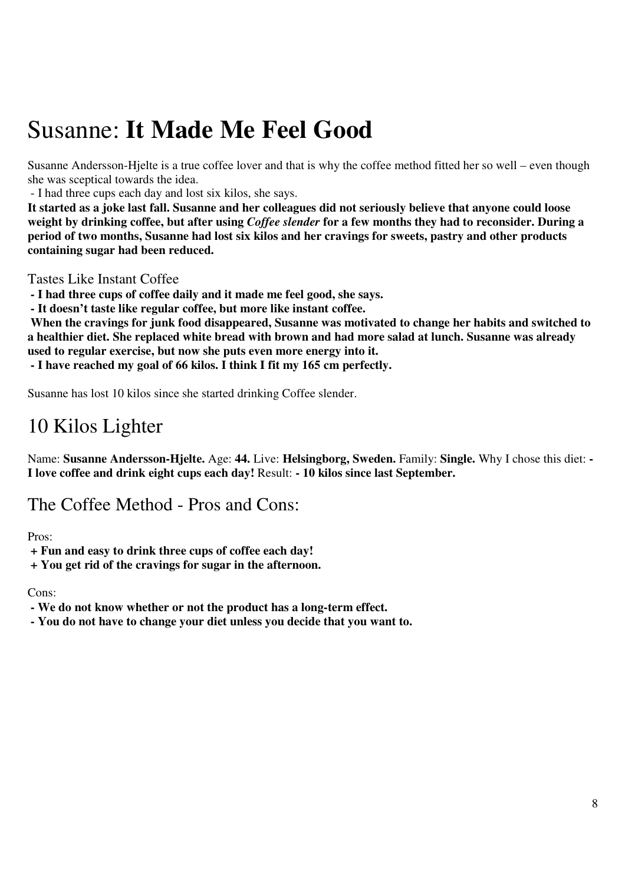# Susanne: **It Made Me Feel Good**

Susanne Andersson-Hjelte is a true coffee lover and that is why the coffee method fitted her so well – even though she was sceptical towards the idea.

- I had three cups each day and lost six kilos, she says.

**It started as a joke last fall. Susanne and her colleagues did not seriously believe that anyone could loose weight by drinking coffee, but after using *Coffee slender* for a few months they had to reconsider. During a period of two months, Susanne had lost six kilos and her cravings for sweets, pastry and other products containing sugar had been reduced.**

Tastes Like Instant Coffee

**- I had three cups of coffee daily and it made me feel good, she says.**

**- It doesn't taste like regular coffee, but more like instant coffee.**

**When the cravings for junk food disappeared, Susanne was motivated to change her habits and switched to a healthier diet. She replaced white bread with brown and had more salad at lunch. Susanne was already used to regular exercise, but now she puts even more energy into it.**

**- I have reached my goal of 66 kilos. I think I fit my 165 cm perfectly.**

Susanne has lost 10 kilos since she started drinking Coffee slender.

## 10 Kilos Lighter

Name: **Susanne Andersson-Hjelte.** Age: **44.** Live: **Helsingborg, Sweden.** Family: **Single.** Why I chose this diet: **- I love coffee and drink eight cups each day!** Result: **- 10 kilos since last September.**

## The Coffee Method - Pros and Cons:

Pros:

**+ Fun and easy to drink three cups of coffee each day!**

**+ You get rid of the cravings for sugar in the afternoon.**

Cons:

**- We do not know whether or not the product has a long-term effect.**

**- You do not have to change your diet unless you decide that you want to.**